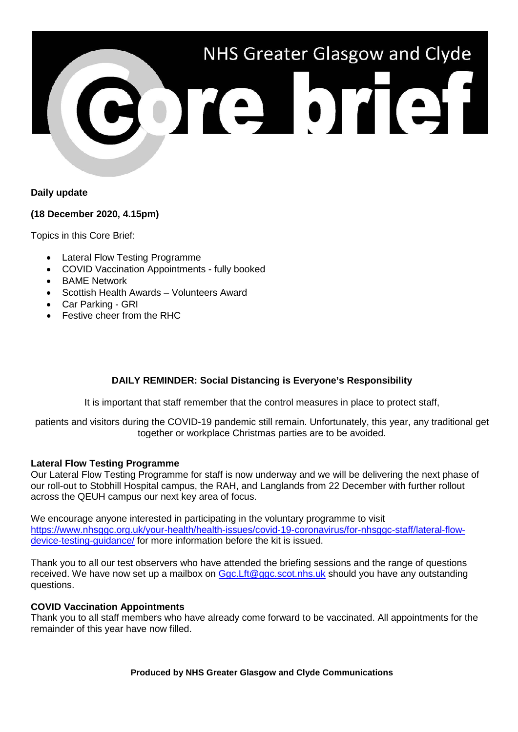# NHS Greater Glasgow and Clyde Core brief

**Daily update**

**(18 December 2020, 4.15pm)**

Topics in this Core Brief:

- Lateral Flow Testing Programme
- COVID Vaccination Appointments - fully booked
- BAME Network
- Scottish Health Awards – Volunteers Award
- Car Parking - GRI
- Festive cheer from the RHC

**DAILY REMINDER: Social Distancing is Everyone's Responsibility**

It is important that staff remember that the control measures in place to protect staff, patients and visitors during the COVID-19 pandemic still remain. Unfortunately, this year, any traditional get together or workplace Christmas parties are to be avoided.

**Lateral Flow Testing Programme**

Our Lateral Flow Testing Programme for staff is now underway and we will be delivering the next phase of our roll-out to Stobhill Hospital campus, the RAH, and Langlands from 22 December with further rollout across the QEUH campus our next key area of focus.

We encourage anyone interested in participating in the voluntary programme to visit https://www.nhsggc.org.uk/your-health/health-issues/covid-19-coronavirus/for-nhsggc-staff/lateral-flow-device-testing-guidance/ for more information before the kit is issued.

Thank you to all our test observers who have attended the briefing sessions and the range of questions received. We have now set up a mailbox on Ggc.Lft@ggc.scot.nhs.uk should you have any outstanding questions.

**COVID Vaccination Appointments**

Thank you to all staff members who have already come forward to be vaccinated. All appointments for the remainder of this year have now filled.

**Produced by NHS Greater Glasgow and Clyde Communications**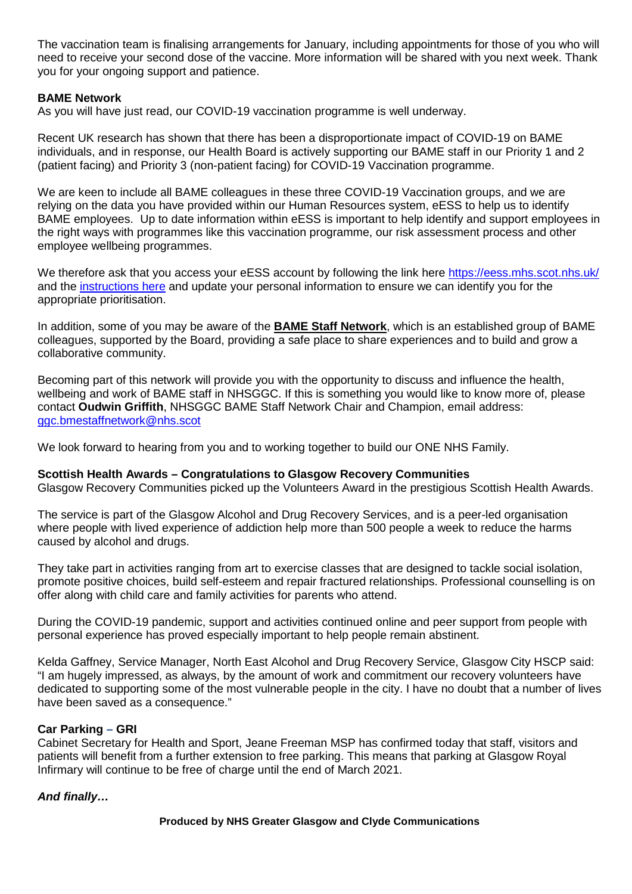The vaccination team is finalising arrangements for January, including appointments for those of you who will need to receive your second dose of the vaccine. More information will be shared with you next week. Thank you for your ongoing support and patience.

**BAME Network**

As you will have just read, our COVID-19 vaccination programme is well underway.

Recent UK research has shown that there has been a disproportionate impact of COVID-19 on BAME individuals, and in response, our Health Board is actively supporting our BAME staff in our Priority 1 and 2 (patient facing) and Priority 3 (non-patient facing) for COVID-19 Vaccination programme.

We are keen to include all BAME colleagues in these three COVID-19 Vaccination groups, and we are relying on the data you have provided within our Human Resources system, eESS to help us to identify BAME employees. Up to date information within eESS is important to help identify and support employees in the right ways with programmes like this vaccination programme, our risk assessment process and other employee wellbeing programmes.

We therefore ask that you access your eESS account by following the link here https://eess.mhs.scot.nhs.uk/ and the instructions here and update your personal information to ensure we can identify you for the appropriate prioritisation.

In addition, some of you may be aware of the **BAME Staff Network**, which is an established group of BAME colleagues, supported by the Board, providing a safe place to share experiences and to build and grow a collaborative community.

Becoming part of this network will provide you with the opportunity to discuss and influence the health, wellbeing and work of BAME staff in NHSGGC. If this is something you would like to know more of, please contact **Oudwin Griffith**, NHSGGC BAME Staff Network Chair and Champion, email address: ggc.bmestaffnetwork@nhs.scot

We look forward to hearing from you and to working together to build our ONE NHS Family.

**Scottish Health Awards – Congratulations to Glasgow Recovery Communities**

Glasgow Recovery Communities picked up the Volunteers Award in the prestigious Scottish Health Awards.

The service is part of the Glasgow Alcohol and Drug Recovery Services, and is a peer-led organisation where people with lived experience of addiction help more than 500 people a week to reduce the harms caused by alcohol and drugs.

They take part in activities ranging from art to exercise classes that are designed to tackle social isolation, promote positive choices, build self-esteem and repair fractured relationships. Professional counselling is on offer along with child care and family activities for parents who attend.

During the COVID-19 pandemic, support and activities continued online and peer support from people with personal experience has proved especially important to help people remain abstinent.

Kelda Gaffney, Service Manager, North East Alcohol and Drug Recovery Service, Glasgow City HSCP said: "I am hugely impressed, as always, by the amount of work and commitment our recovery volunteers have dedicated to supporting some of the most vulnerable people in the city. I have no doubt that a number of lives have been saved as a consequence."

**Car Parking – GRI**

Cabinet Secretary for Health and Sport, Jeane Freeman MSP has confirmed today that staff, visitors and patients will benefit from a further extension to free parking. This means that parking at Glasgow Royal Infirmary will continue to be free of charge until the end of March 2021.

***And finally…***

**Produced by NHS Greater Glasgow and Clyde Communications**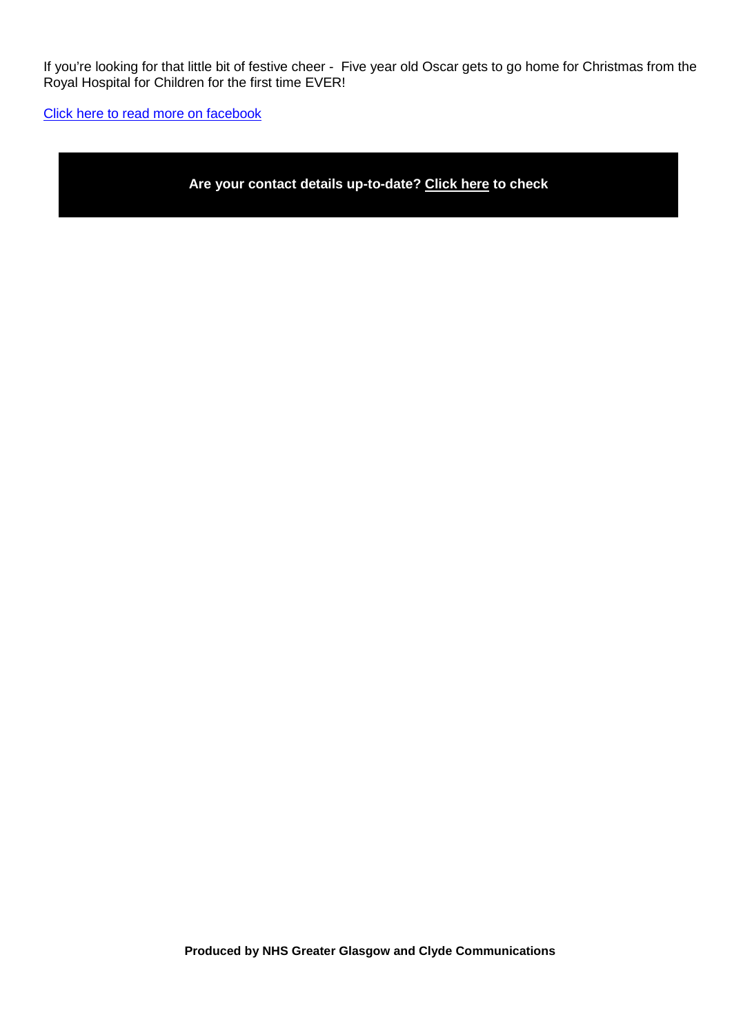If you're looking for that little bit of festive cheer - Five year old Oscar gets to go home for Christmas from the Royal Hospital for Children for the first time EVER!

Click here to read more on facebook

**Are your contact details up-to-date? Click here to check**

**Produced by NHS Greater Glasgow and Clyde Communications**